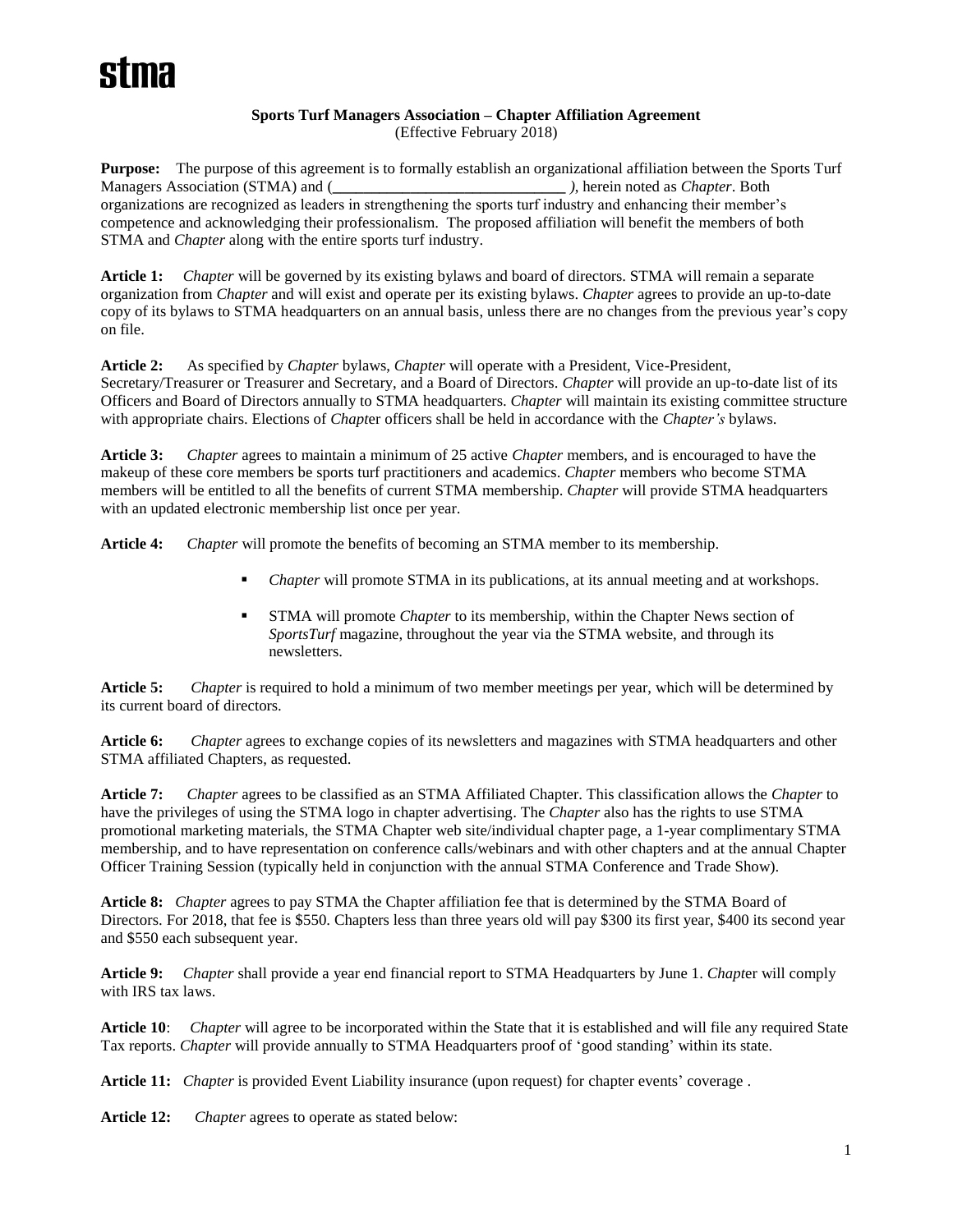stma

**Sports Turf Managers Association – Chapter Affiliation Agreement**
(Effective February 2018)

**Purpose:** The purpose of this agreement is to formally establish an organizational affiliation between the Sports Turf Managers Association (STMA) and (______________________________ *)*, herein noted as *Chapter*. Both organizations are recognized as leaders in strengthening the sports turf industry and enhancing their member's competence and acknowledging their professionalism. The proposed affiliation will benefit the members of both STMA and *Chapter* along with the entire sports turf industry.

**Article 1:** *Chapter* will be governed by its existing bylaws and board of directors. STMA will remain a separate organization from *Chapter* and will exist and operate per its existing bylaws. *Chapter* agrees to provide an up-to-date copy of its bylaws to STMA headquarters on an annual basis, unless there are no changes from the previous year's copy on file.

**Article 2:** As specified by *Chapter* bylaws, *Chapter* will operate with a President, Vice-President, Secretary/Treasurer or Treasurer and Secretary, and a Board of Directors. *Chapter* will provide an up-to-date list of its Officers and Board of Directors annually to STMA headquarters. *Chapter* will maintain its existing committee structure with appropriate chairs. Elections of *Chapt*er officers shall be held in accordance with the *Chapter's* bylaws.

**Article 3:** *Chapter* agrees to maintain a minimum of 25 active *Chapter* members, and is encouraged to have the makeup of these core members be sports turf practitioners and academics. *Chapter* members who become STMA members will be entitled to all the benefits of current STMA membership. *Chapter* will provide STMA headquarters with an updated electronic membership list once per year.

**Article 4:** *Chapter* will promote the benefits of becoming an STMA member to its membership.

- *Chapter* will promote STMA in its publications, at its annual meeting and at workshops.
- STMA will promote *Chapter* to its membership, within the Chapter News section of *SportsTurf* magazine, throughout the year via the STMA website, and through its newsletters.

**Article 5:** *Chapter* is required to hold a minimum of two member meetings per year, which will be determined by its current board of directors.

**Article 6:** *Chapter* agrees to exchange copies of its newsletters and magazines with STMA headquarters and other STMA affiliated Chapters, as requested.

**Article 7:** *Chapter* agrees to be classified as an STMA Affiliated Chapter. This classification allows the *Chapter* to have the privileges of using the STMA logo in chapter advertising. The *Chapter* also has the rights to use STMA promotional marketing materials, the STMA Chapter web site/individual chapter page, a 1-year complimentary STMA membership, and to have representation on conference calls/webinars and with other chapters and at the annual Chapter Officer Training Session (typically held in conjunction with the annual STMA Conference and Trade Show).

**Article 8:** *Chapter* agrees to pay STMA the Chapter affiliation fee that is determined by the STMA Board of Directors. For 2018, that fee is $550. Chapters less than three years old will pay $300 its first year, $400 its second year and $550 each subsequent year.

**Article 9:** *Chapter* shall provide a year end financial report to STMA Headquarters by June 1. *Chapt*er will comply with IRS tax laws.

**Article 10**: *Chapter* will agree to be incorporated within the State that it is established and will file any required State Tax reports. *Chapter* will provide annually to STMA Headquarters proof of 'good standing' within its state.

**Article 11:** *Chapter* is provided Event Liability insurance (upon request) for chapter events' coverage .

**Article 12:** *Chapter* agrees to operate as stated below: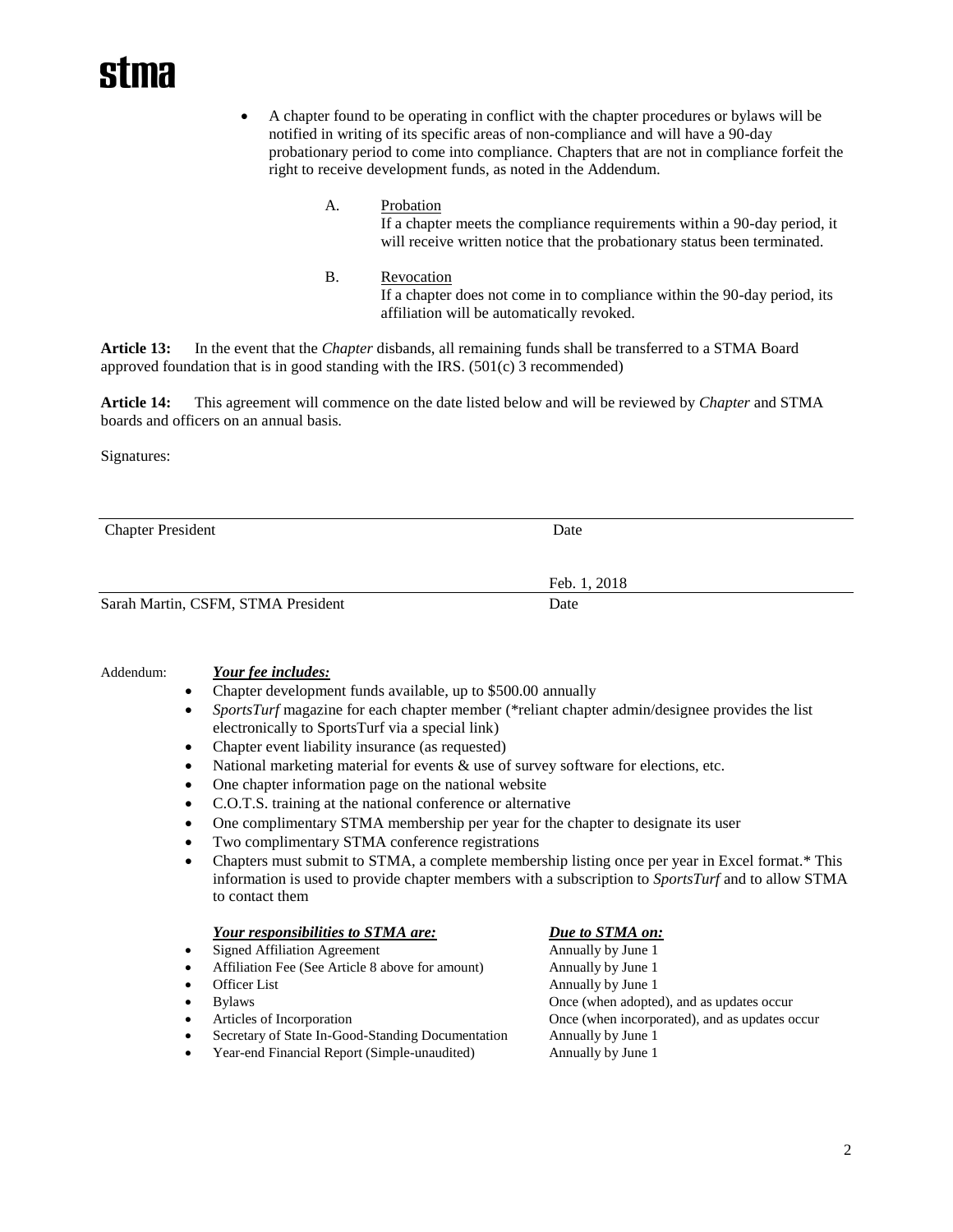- A chapter found to be operating in conflict with the chapter procedures or bylaws will be notified in writing of its specific areas of non-compliance and will have a 90-day probationary period to come into compliance. Chapters that are not in compliance forfeit the right to receive development funds, as noted in the Addendum.

  A. Probation
  If a chapter meets the compliance requirements within a 90-day period, it will receive written notice that the probationary status been terminated.

  B. Revocation
  If a chapter does not come in to compliance within the 90-day period, its affiliation will be automatically revoked.

**Article 13:** In the event that the *Chapter* disbands, all remaining funds shall be transferred to a STMA Board approved foundation that is in good standing with the IRS. (501(c) 3 recommended)

**Article 14:** This agreement will commence on the date listed below and will be reviewed by *Chapter* and STMA boards and officers on an annual basis.

Signatures:

| | |
|---|---|
| Chapter President | Date |
| | Feb. 1, 2018 |
| Sarah Martin, CSFM, STMA President | Date |

Addendum: ***Your fee includes:***

- Chapter development funds available, up to $500.00 annually
- *SportsTurf* magazine for each chapter member (*reliant chapter admin/designee provides the list electronically to SportsTurf via a special link)
- Chapter event liability insurance (as requested)
- National marketing material for events & use of survey software for elections, etc.
- One chapter information page on the national website
- C.O.T.S. training at the national conference or alternative
- One complimentary STMA membership per year for the chapter to designate its user
- Two complimentary STMA conference registrations
- Chapters must submit to STMA, a complete membership listing once per year in Excel format.* This information is used to provide chapter members with a subscription to *SportsTurf* and to allow STMA to contact them

| ***Your responsibilities to STMA are:*** | ***Due to STMA on:*** |
|---|---|
| Signed Affiliation Agreement | Annually by June 1 |
| Affiliation Fee (See Article 8 above for amount) | Annually by June 1 |
| Officer List | Annually by June 1 |
| Bylaws | Once (when adopted), and as updates occur |
| Articles of Incorporation | Once (when incorporated), and as updates occur |
| Secretary of State In-Good-Standing Documentation | Annually by June 1 |
| Year-end Financial Report (Simple-unaudited) | Annually by June 1 |